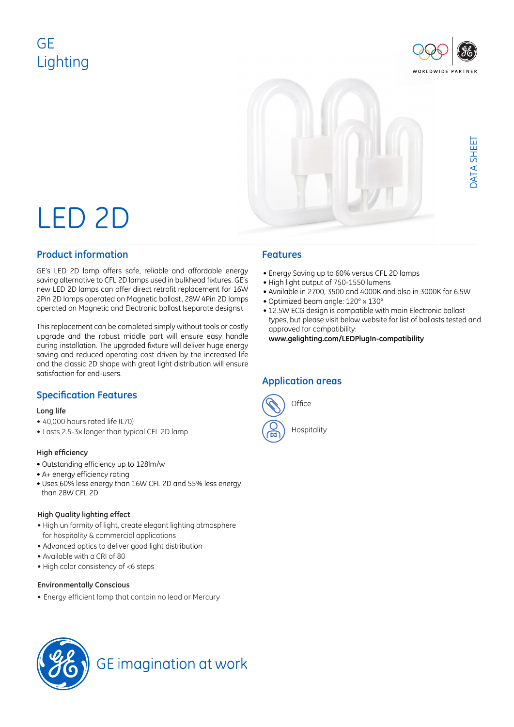GE
Lighting

DATA SHEET

# LED 2D

## Product information

GE's LED 2D lamp offers safe, reliable and affordable energy saving alternative to CFL 2D lamps used in bulkhead fixtures. GE's new LED 2D lamps can offer direct retrofit replacement for 16W 2Pin 2D lamps operated on Magnetic ballast, 28W 4Pin 2D lamps operated on Magnetic and Electronic ballast (separate designs).

This replacement can be completed simply without tools or costly upgrade and the robust middle part will ensure easy handle during installation. The upgraded fixture will deliver huge energy saving and reduced operating cost driven by the increased life and the classic 2D shape with great light distribution will ensure satisfaction for end-users.

## Specification Features

**Long life**

- 40,000 hours rated life (L70)
- Lasts 2.5-3x longer than typical CFL 2D lamp

**High efficiency**

- Outstanding efficiency up to 128lm/w
- A+ energy efficiency rating
- Uses 60% less energy than 16W CFL 2D and 55% less energy than 28W CFL 2D

**High Quality lighting effect**

- High uniformity of light, create elegant lighting atmosphere for hospitality & commercial applications
- Advanced optics to deliver good light distribution
- Available with a CRI of 80
- High color consistency of <6 steps

**Environmentally Conscious**

- Energy efficient lamp that contain no lead or Mercury

## Features

- Energy Saving up to 60% versus CFL 2D lamps
- High light output of 750-1550 lumens
- Available in 2700, 3500 and 4000K and also in 3000K for 6.5W
- Optimized beam angle: 120° x 130°
- 12.5W ECG design is compatible with main Electronic ballast types, but please visit below website for list of ballasts tested and approved for compatibility:
  **www.gelighting.com/LEDPlugIn-compatibility**

## Application areas

- Office
- Hospitality

GE imagination at work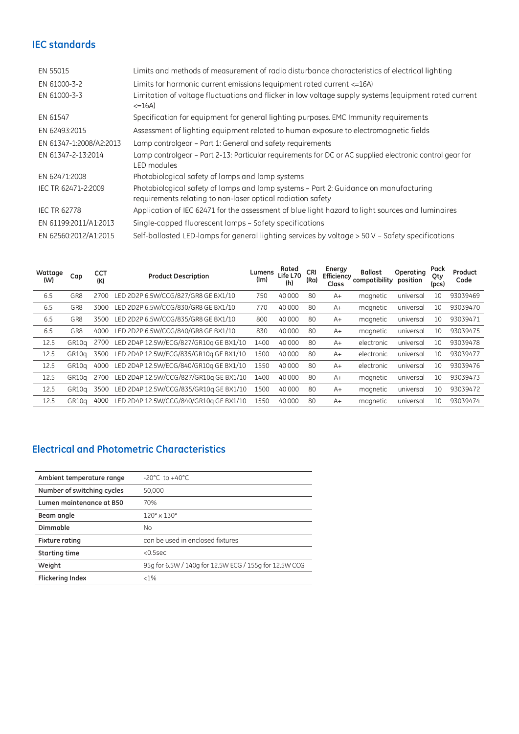## IEC standards

| | |
|---|---|
| EN 55015 | Limits and methods of measurement of radio disturbance characteristics of electrical lighting |
| EN 61000-3-2 | Limits for harmonic current emissions (equipment rated current <=16A) |
| EN 61000-3-3 | Limitation of voltage fluctuations and flicker in low voltage supply systems (equipment rated current <=16A) |
| EN 61547 | Specification for equipment for general lighting purposes. EMC Immunity requirements |
| EN 62493:2015 | Assessment of lighting equipment related to human exposure to electromagnetic fields |
| EN 61347-1:2008/A2:2013 | Lamp controlgear – Part 1: General and safety requirements |
| EN 61347-2-13:2014 | Lamp controlgear – Part 2-13: Particular requirements for DC or AC supplied electronic control gear for LED modules |
| EN 62471:2008 | Photobiological safety of lamps and lamp systems |
| IEC TR 62471-2:2009 | Photobiological safety of lamps and lamp systems – Part 2: Guidance on manufacturing requirements relating to non-laser optical radiation safety |
| IEC TR 62778 | Application of IEC 62471 for the assessment of blue light hazard to light sources and luminaires |
| EN 61199:2011/A1:2013 | Single-capped fluorescent lamps – Safety specifications |
| EN 62560:2012/A1:2015 | Self-ballasted LED-lamps for general lighting services by voltage > 50 V – Safety specifications |

| Wattage (W) | Cap | CCT (K) | Product Description | Lumens (lm) | Rated Life L70 (h) | CRI (Ra) | Energy Efficiency Class | Ballast compatibility | Operating position | Pack Qty (pcs) | Product Code |
|---|---|---|---|---|---|---|---|---|---|---|---|
| 6.5 | GR8 | 2700 | LED 2D2P 6.5W/CCG/827/GR8 GE BX1/10 | 750 | 40 000 | 80 | A+ | magnetic | universal | 10 | 93039469 |
| 6.5 | GR8 | 3000 | LED 2D2P 6.5W/CCG/830/GR8 GE BX1/10 | 770 | 40 000 | 80 | A+ | magnetic | universal | 10 | 93039470 |
| 6.5 | GR8 | 3500 | LED 2D2P 6.5W/CCG/835/GR8 GE BX1/10 | 800 | 40 000 | 80 | A+ | magnetic | universal | 10 | 93039471 |
| 6.5 | GR8 | 4000 | LED 2D2P 6.5W/CCG/840/GR8 GE BX1/10 | 830 | 40 000 | 80 | A+ | magnetic | universal | 10 | 93039475 |
| 12.5 | GR10q | 2700 | LED 2D4P 12.5W/ECG/827/GR10q GE BX1/10 | 1400 | 40 000 | 80 | A+ | electronic | universal | 10 | 93039478 |
| 12.5 | GR10q | 3500 | LED 2D4P 12.5W/ECG/835/GR10q GE BX1/10 | 1500 | 40 000 | 80 | A+ | electronic | universal | 10 | 93039477 |
| 12.5 | GR10q | 4000 | LED 2D4P 12.5W/ECG/840/GR10q GE BX1/10 | 1550 | 40 000 | 80 | A+ | electronic | universal | 10 | 93039476 |
| 12.5 | GR10q | 2700 | LED 2D4P 12.5W/CCG/827/GR10q GE BX1/10 | 1400 | 40 000 | 80 | A+ | magnetic | universal | 10 | 93039473 |
| 12.5 | GR10q | 3500 | LED 2D4P 12.5W/CCG/835/GR10q GE BX1/10 | 1500 | 40 000 | 80 | A+ | magnetic | universal | 10 | 93039472 |
| 12.5 | GR10q | 4000 | LED 2D4P 12.5W/CCG/840/GR10q GE BX1/10 | 1550 | 40 000 | 80 | A+ | magnetic | universal | 10 | 93039474 |

## Electrical and Photometric Characteristics

| | |
|---|---|
| **Ambient temperature range** | -20°C to +40°C |
| **Number of switching cycles** | 50,000 |
| **Lumen maintenance at B50** | 70% |
| **Beam angle** | 120° x 130° |
| **Dimmable** | No |
| **Fixture rating** | can be used in enclosed fixtures |
| **Starting time** | <0.5sec |
| **Weight** | 95g for 6.5W / 140g for 12.5W ECG / 155g for 12.5W CCG |
| **Flickering Index** | <1% |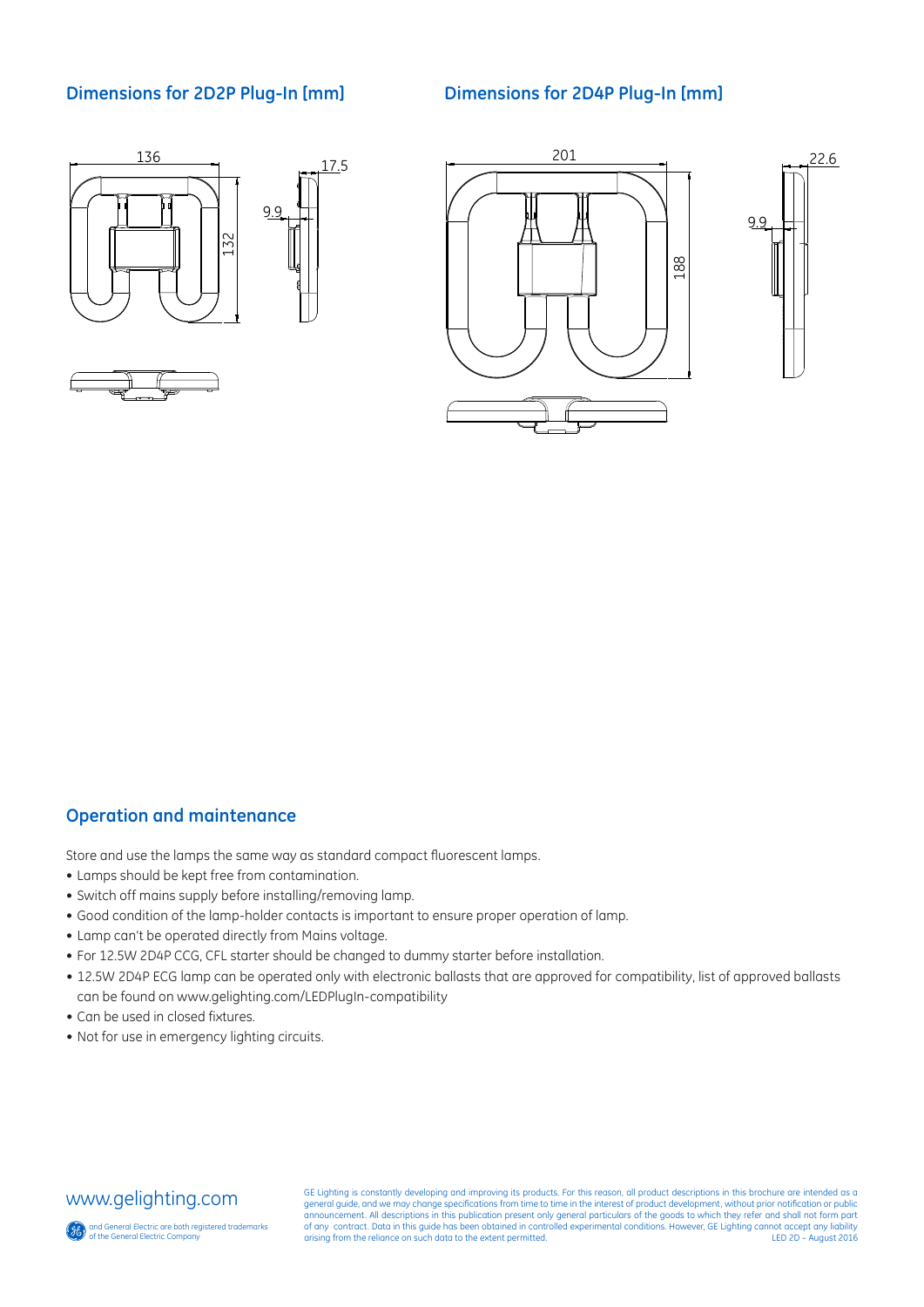## Dimensions for 2D2P Plug-In [mm]

136

132

17.5

9.9

## Dimensions for 2D4P Plug-In [mm]

201

188

22.6

9.9

## Operation and maintenance

Store and use the lamps the same way as standard compact fluorescent lamps.

- Lamps should be kept free from contamination.
- Switch off mains supply before installing/removing lamp.
- Good condition of the lamp-holder contacts is important to ensure proper operation of lamp.
- Lamp can't be operated directly from Mains voltage.
- For 12.5W 2D4P CCG, CFL starter should be changed to dummy starter before installation.
- 12.5W 2D4P ECG lamp can be operated only with electronic ballasts that are approved for compatibility, list of approved ballasts can be found on www.gelighting.com/LEDPlugIn-compatibility
- Can be used in closed fixtures.
- Not for use in emergency lighting circuits.

www.gelighting.com

and General Electric are both registered trademarks of the General Electric Company

GE Lighting is constantly developing and improving its products. For this reason, all product descriptions in this brochure are intended as a general guide, and we may change specifications from time to time in the interest of product development, without prior notification or public announcement. All descriptions in this publication present only general particulars of the goods to which they refer and shall not form part of any contract. Data in this guide has been obtained in controlled experimental conditions. However, GE Lighting cannot accept any liability arising from the reliance on such data to the extent permitted.

LED 2D – August 2016